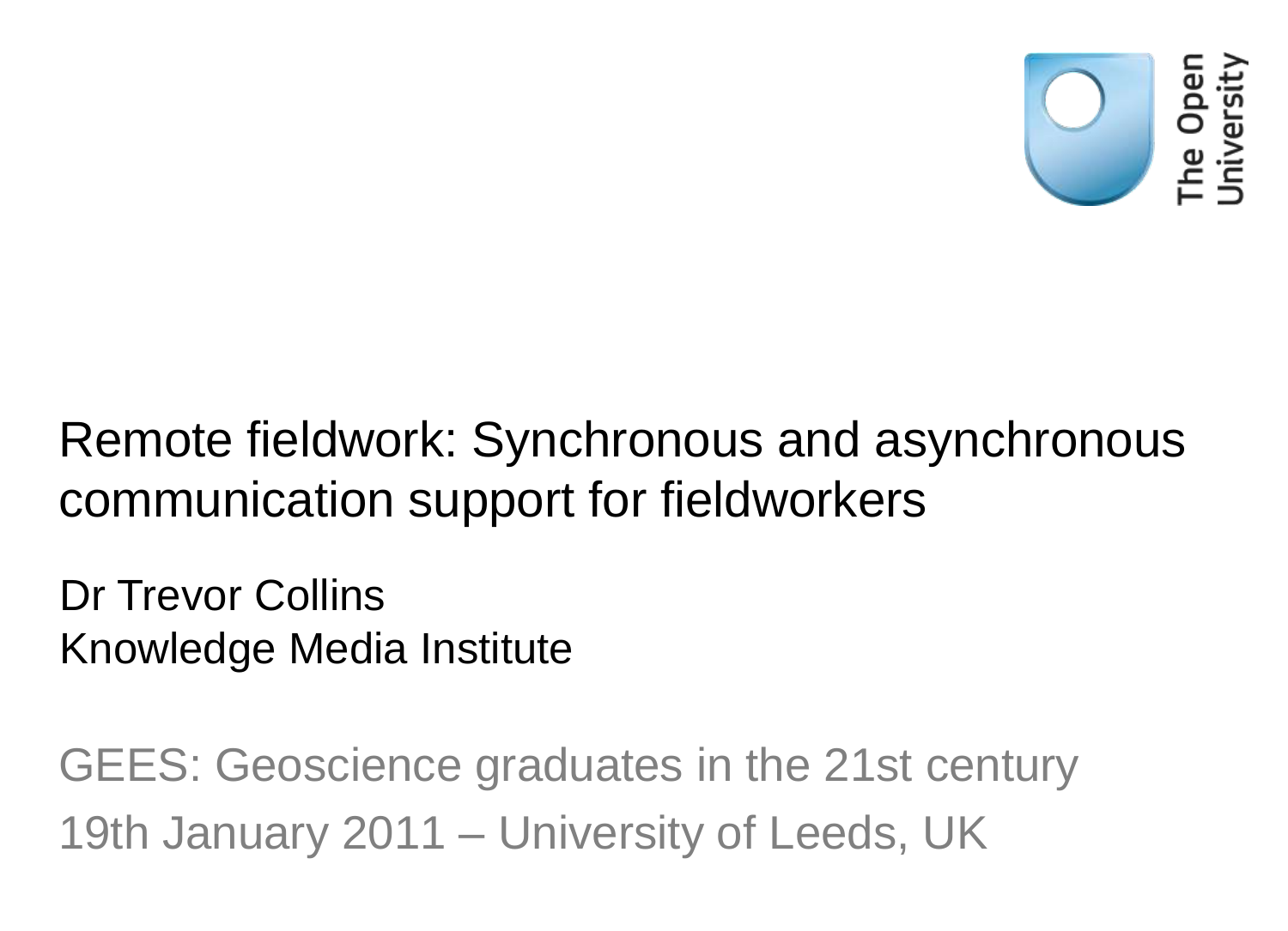The Open University

# Remote fieldwork: Synchronous and asynchronous communication support for fieldworkers

Dr Trevor Collins
Knowledge Media Institute

GEES: Geoscience graduates in the 21st century
19th January 2011 – University of Leeds, UK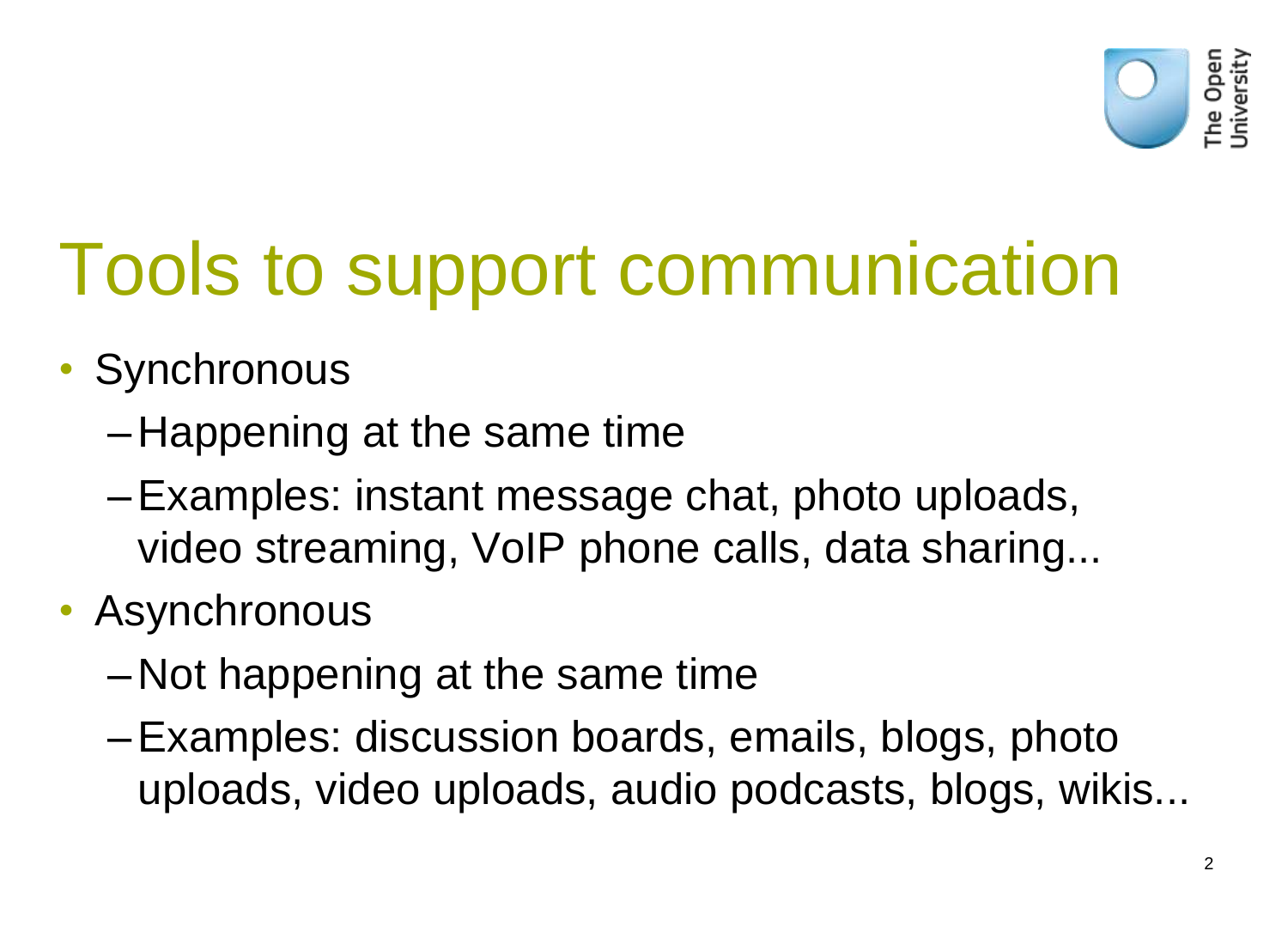# Tools to support communication

- Synchronous
  - Happening at the same time
  - Examples: instant message chat, photo uploads, video streaming, VoIP phone calls, data sharing...
- Asynchronous
  - Not happening at the same time
  - Examples: discussion boards, emails, blogs, photo uploads, video uploads, audio podcasts, blogs, wikis...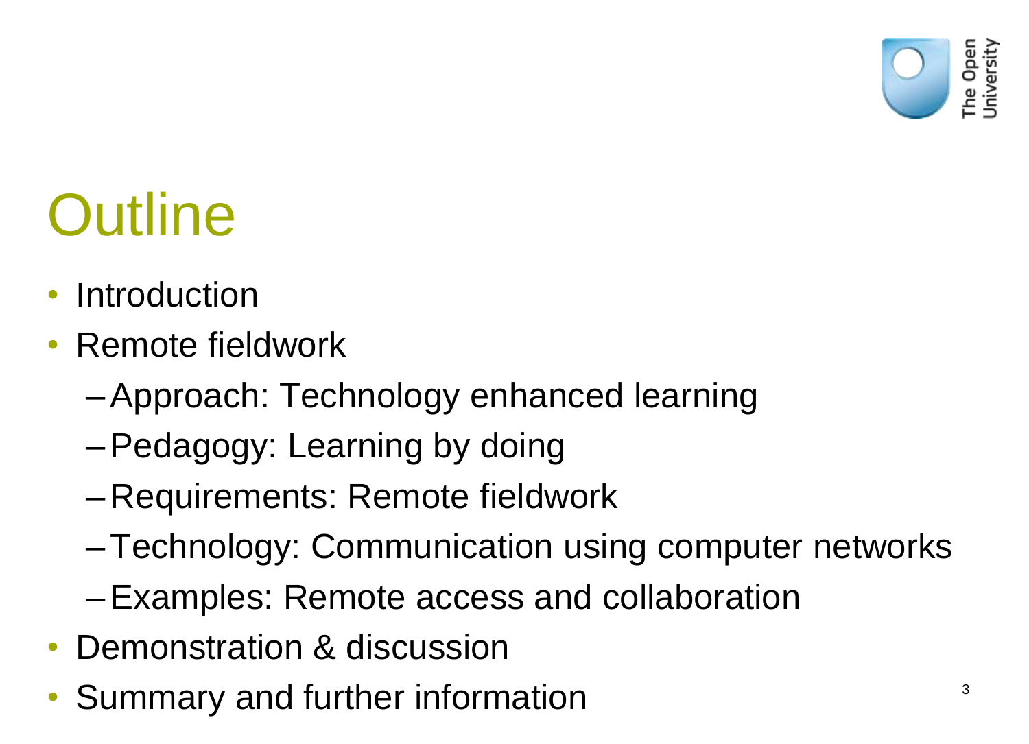# Outline

- Introduction
- Remote fieldwork
  - Approach: Technology enhanced learning
  - Pedagogy: Learning by doing
  - Requirements: Remote fieldwork
  - Technology: Communication using computer networks
  - Examples: Remote access and collaboration
- Demonstration & discussion
- Summary and further information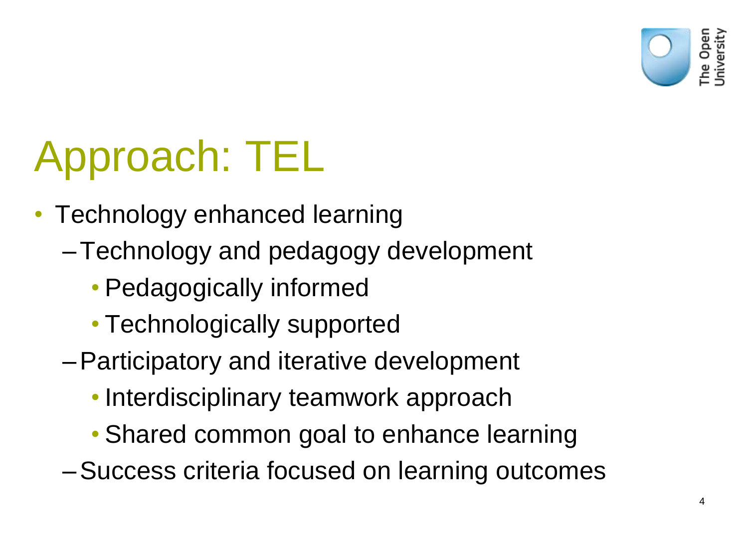# Approach: TEL

- Technology enhanced learning
  - Technology and pedagogy development
    - Pedagogically informed
    - Technologically supported
  - Participatory and iterative development
    - Interdisciplinary teamwork approach
    - Shared common goal to enhance learning
  - Success criteria focused on learning outcomes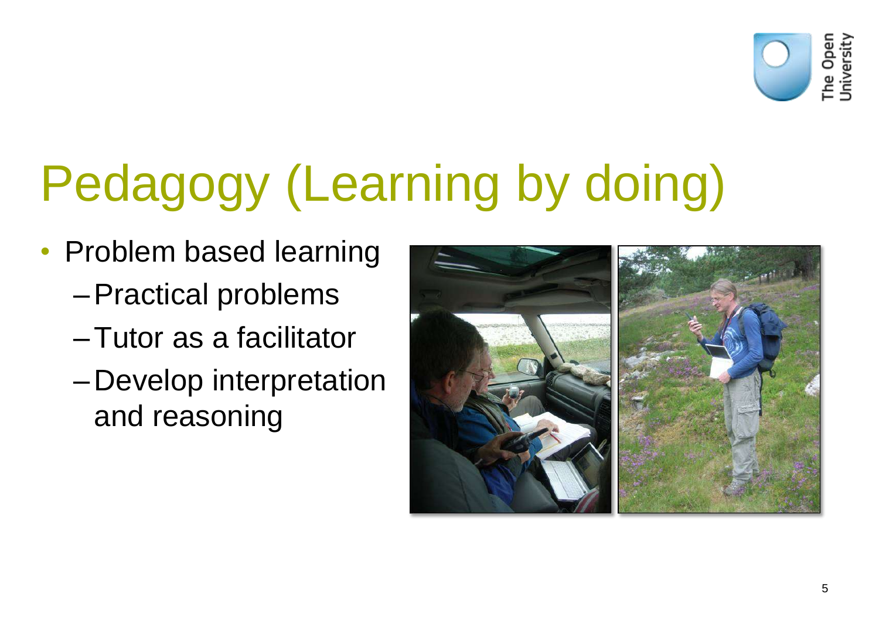# Pedagogy (Learning by doing)

- Problem based learning
  - Practical problems
  - Tutor as a facilitator
  - Develop interpretation and reasoning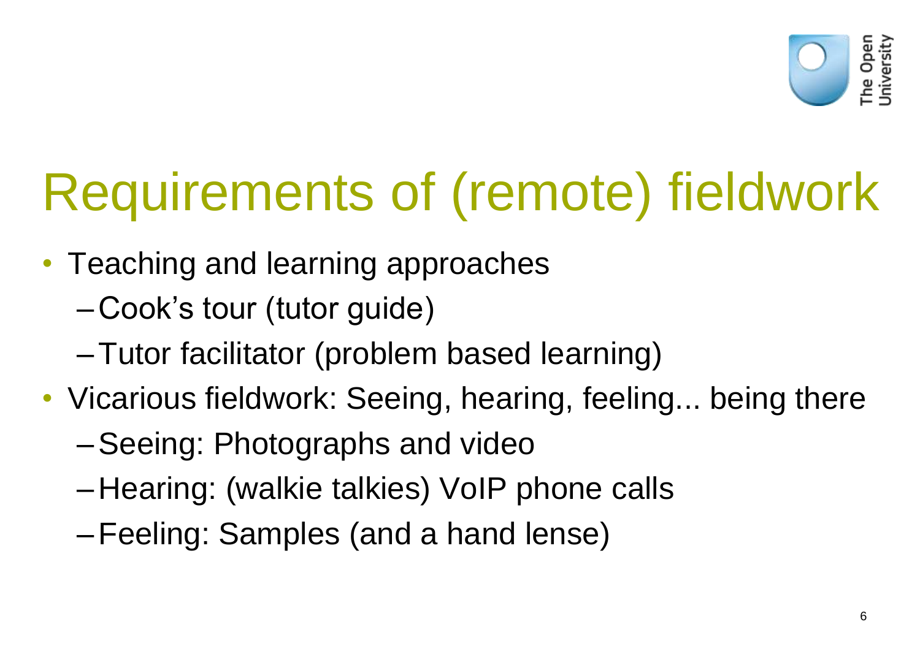# Requirements of (remote) fieldwork

- Teaching and learning approaches
  - Cook's tour (tutor guide)
  - Tutor facilitator (problem based learning)
- Vicarious fieldwork: Seeing, hearing, feeling... being there
  - Seeing: Photographs and video
  - Hearing: (walkie talkies) VoIP phone calls
  - Feeling: Samples (and a hand lense)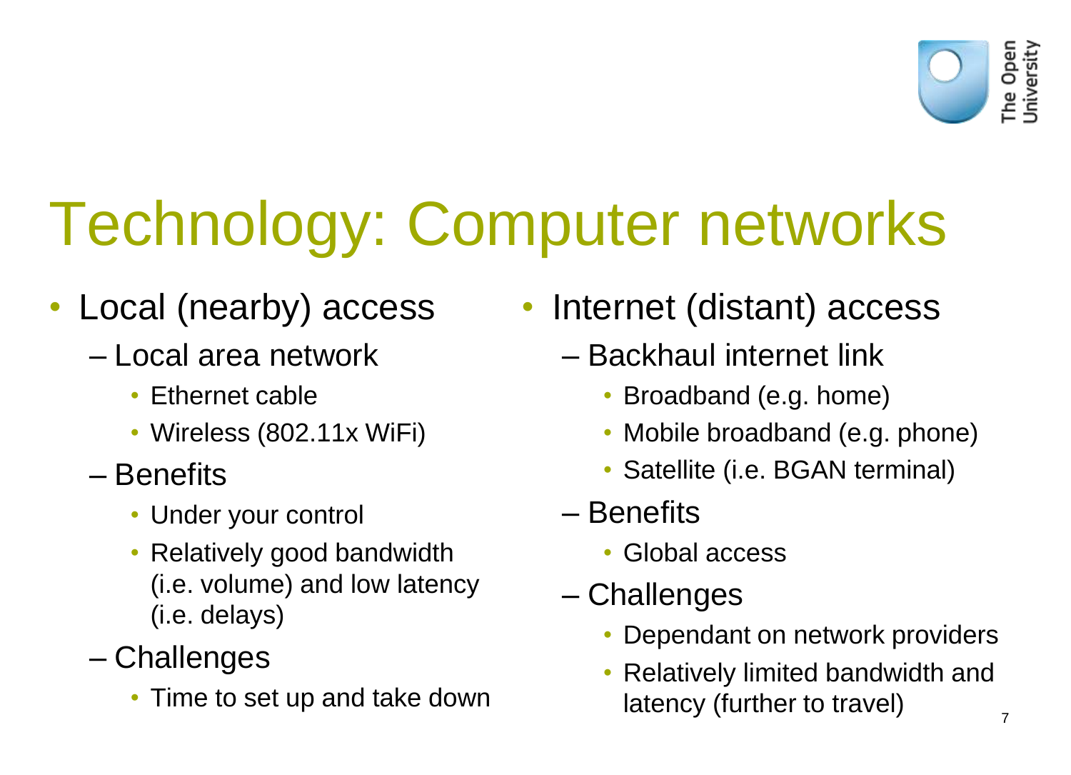# Technology: Computer networks

- Local (nearby) access
  - Local area network
    - Ethernet cable
    - Wireless (802.11x WiFi)
  - Benefits
    - Under your control
    - Relatively good bandwidth (i.e. volume) and low latency (i.e. delays)
  - Challenges
    - Time to set up and take down

- Internet (distant) access
  - Backhaul internet link
    - Broadband (e.g. home)
    - Mobile broadband (e.g. phone)
    - Satellite (i.e. BGAN terminal)
  - Benefits
    - Global access
  - Challenges
    - Dependant on network providers
    - Relatively limited bandwidth and latency (further to travel)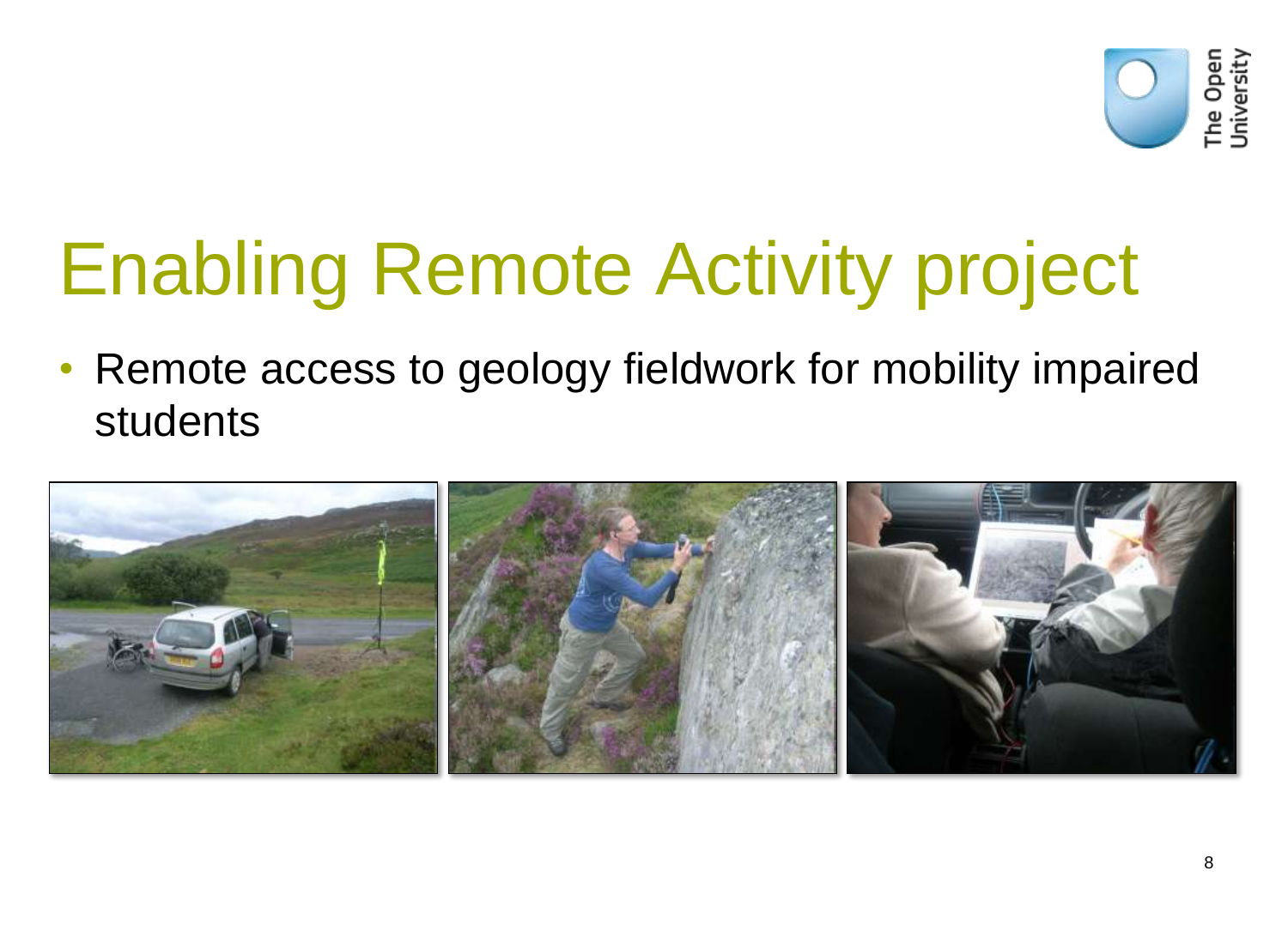# Enabling Remote Activity project

- Remote access to geology fieldwork for mobility impaired students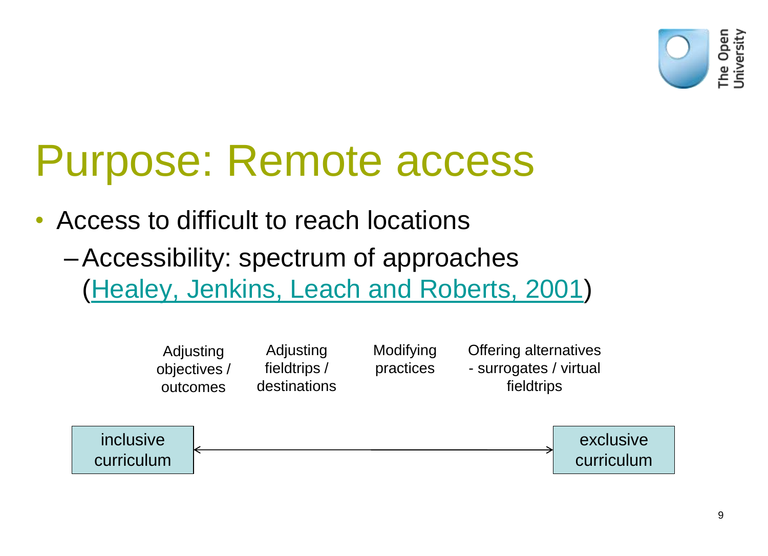# Purpose: Remote access

- Access to difficult to reach locations
  - Accessibility: spectrum of approaches (Healey, Jenkins, Leach and Roberts, 2001)

| Adjusting objectives / outcomes | Adjusting fieldtrips / destinations | Modifying practices | Offering alternatives - surrogates / virtual fieldtrips |
| --- | --- | --- | --- |

inclusive curriculum ⟷ exclusive curriculum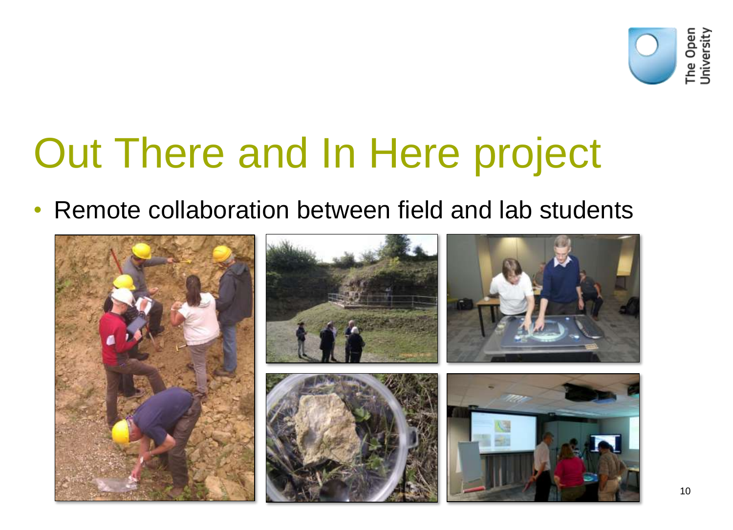# Out There and In Here project

- Remote collaboration between field and lab students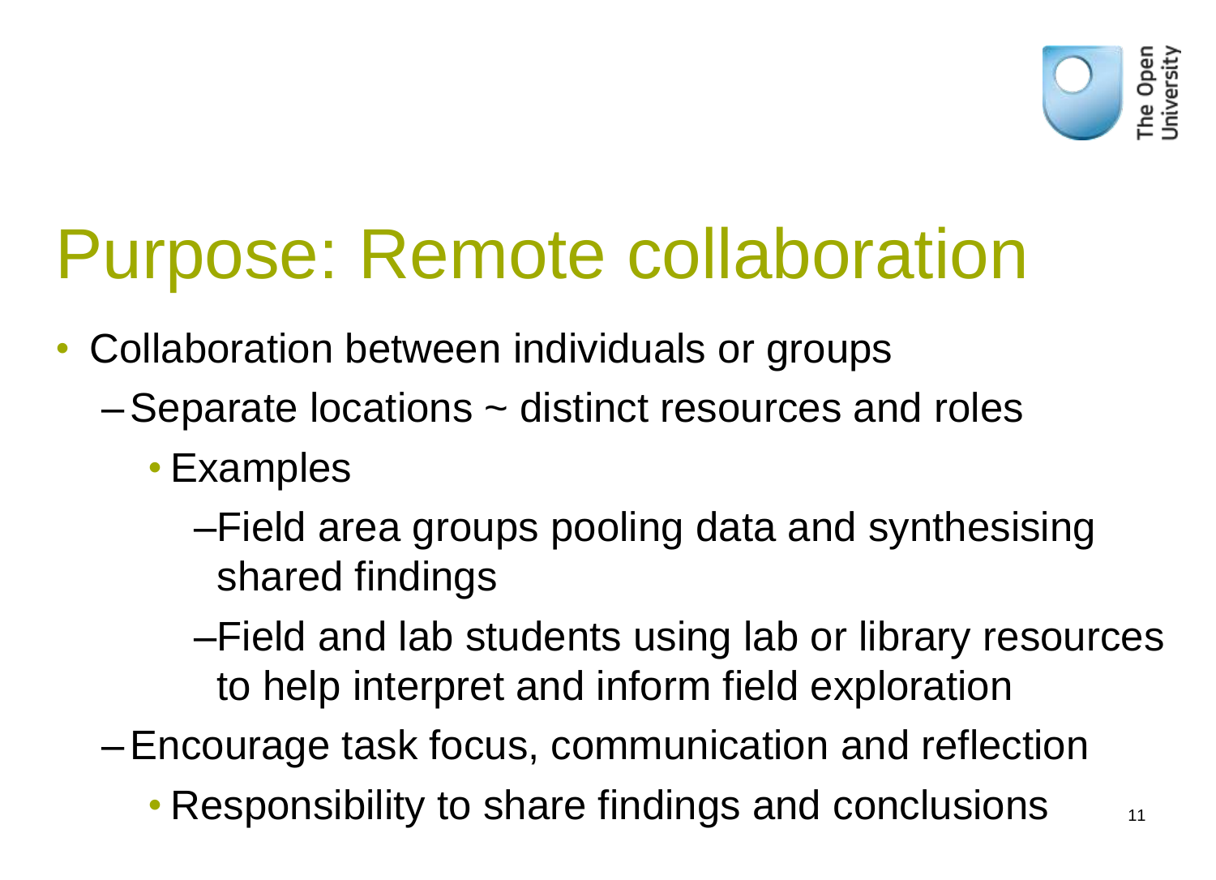# Purpose: Remote collaboration

- Collaboration between individuals or groups
  - Separate locations ~ distinct resources and roles
    - Examples
      - Field area groups pooling data and synthesising shared findings
      - Field and lab students using lab or library resources to help interpret and inform field exploration
  - Encourage task focus, communication and reflection
    - Responsibility to share findings and conclusions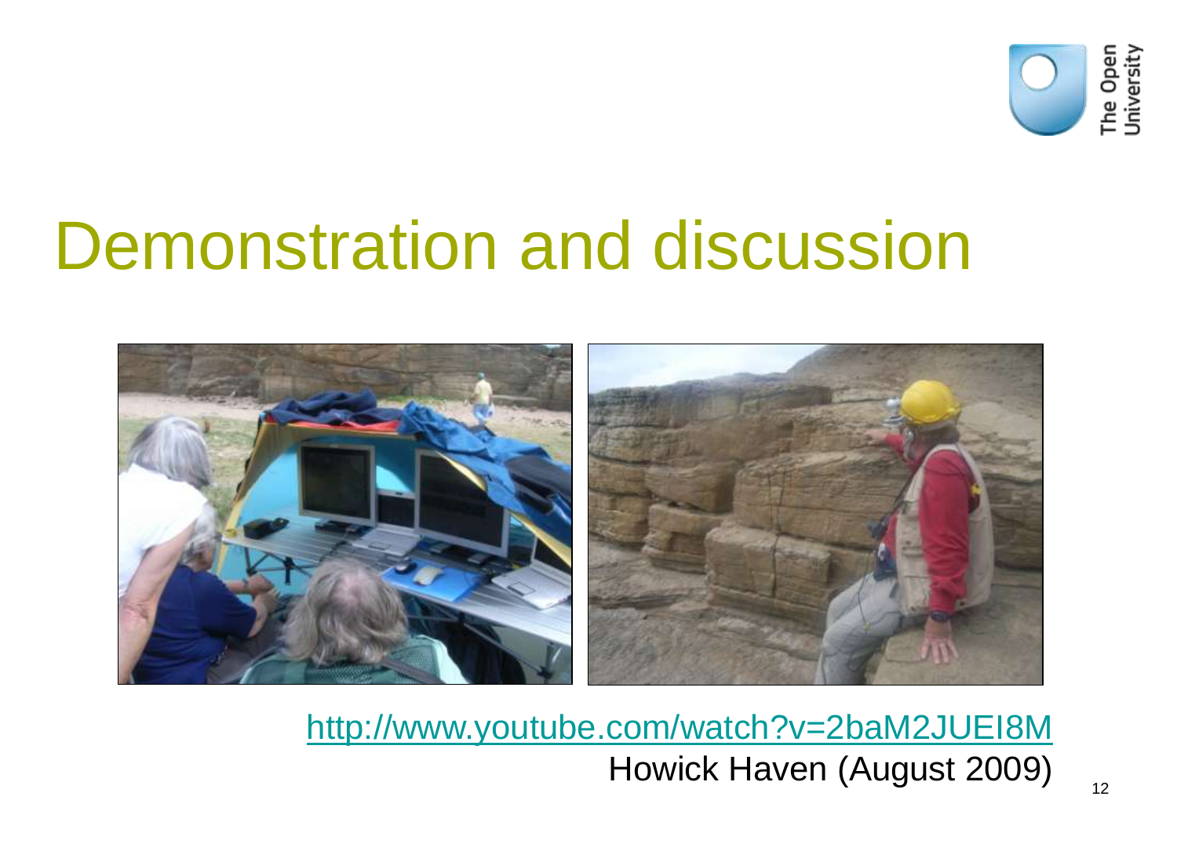# Demonstration and discussion

http://www.youtube.com/watch?v=2baM2JUEI8M

Howick Haven (August 2009)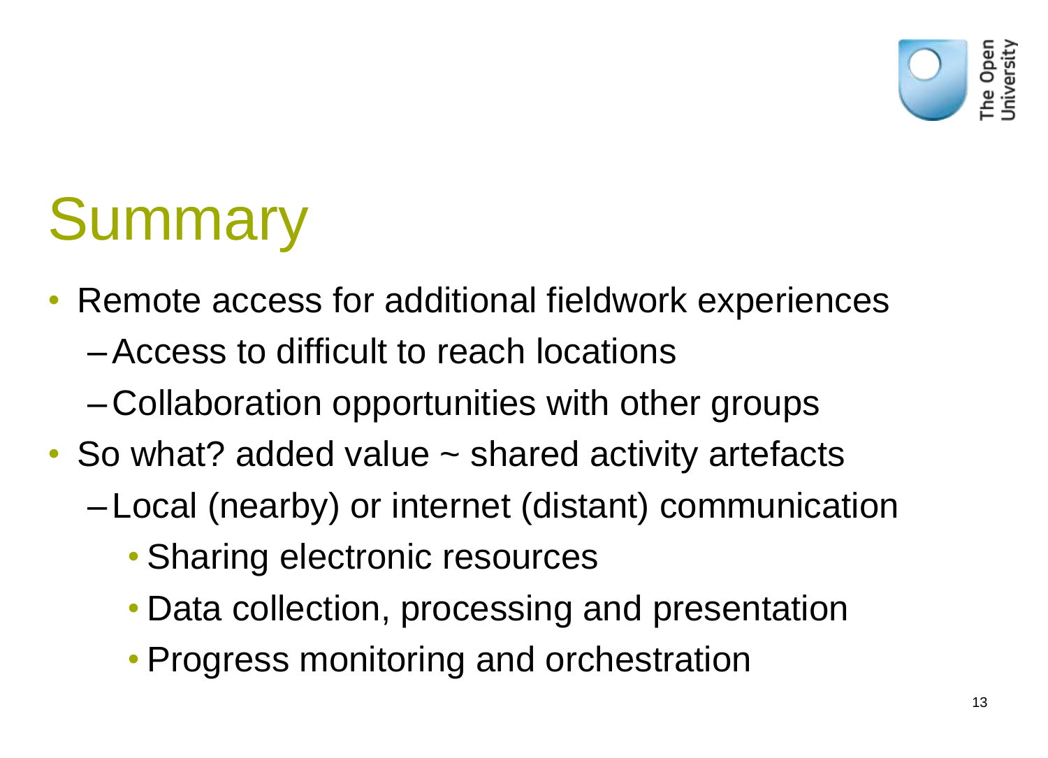# Summary

- Remote access for additional fieldwork experiences
  - Access to difficult to reach locations
  - Collaboration opportunities with other groups
- So what? added value ~ shared activity artefacts
  - Local (nearby) or internet (distant) communication
    - Sharing electronic resources
    - Data collection, processing and presentation
    - Progress monitoring and orchestration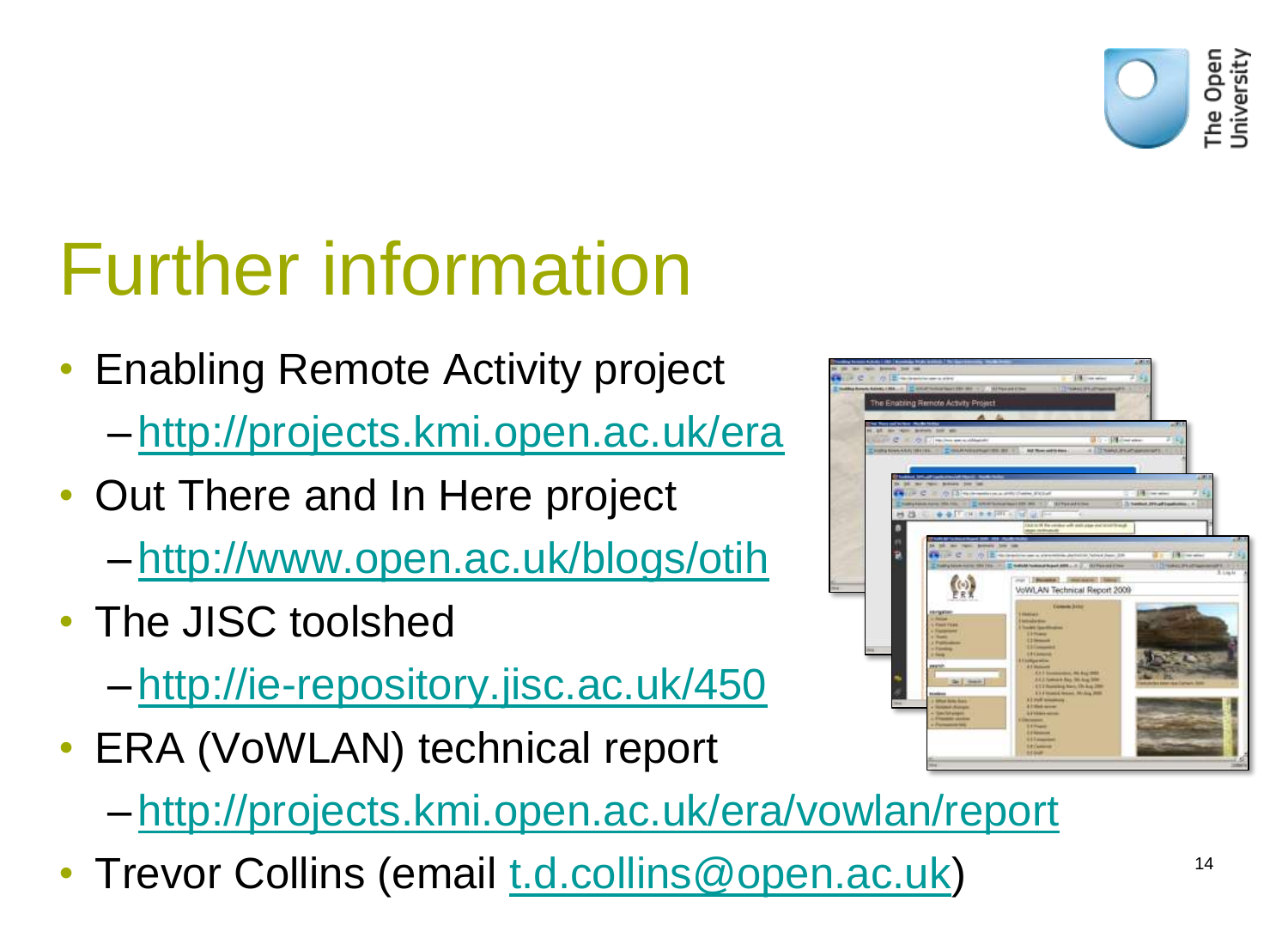# Further information

- Enabling Remote Activity project
  - http://projects.kmi.open.ac.uk/era
- Out There and In Here project
  - http://www.open.ac.uk/blogs/otih
- The JISC toolshed
  - http://ie-repository.jisc.ac.uk/450
- ERA (VoWLAN) technical report
  - http://projects.kmi.open.ac.uk/era/vowlan/report
- Trevor Collins (email t.d.collins@open.ac.uk)